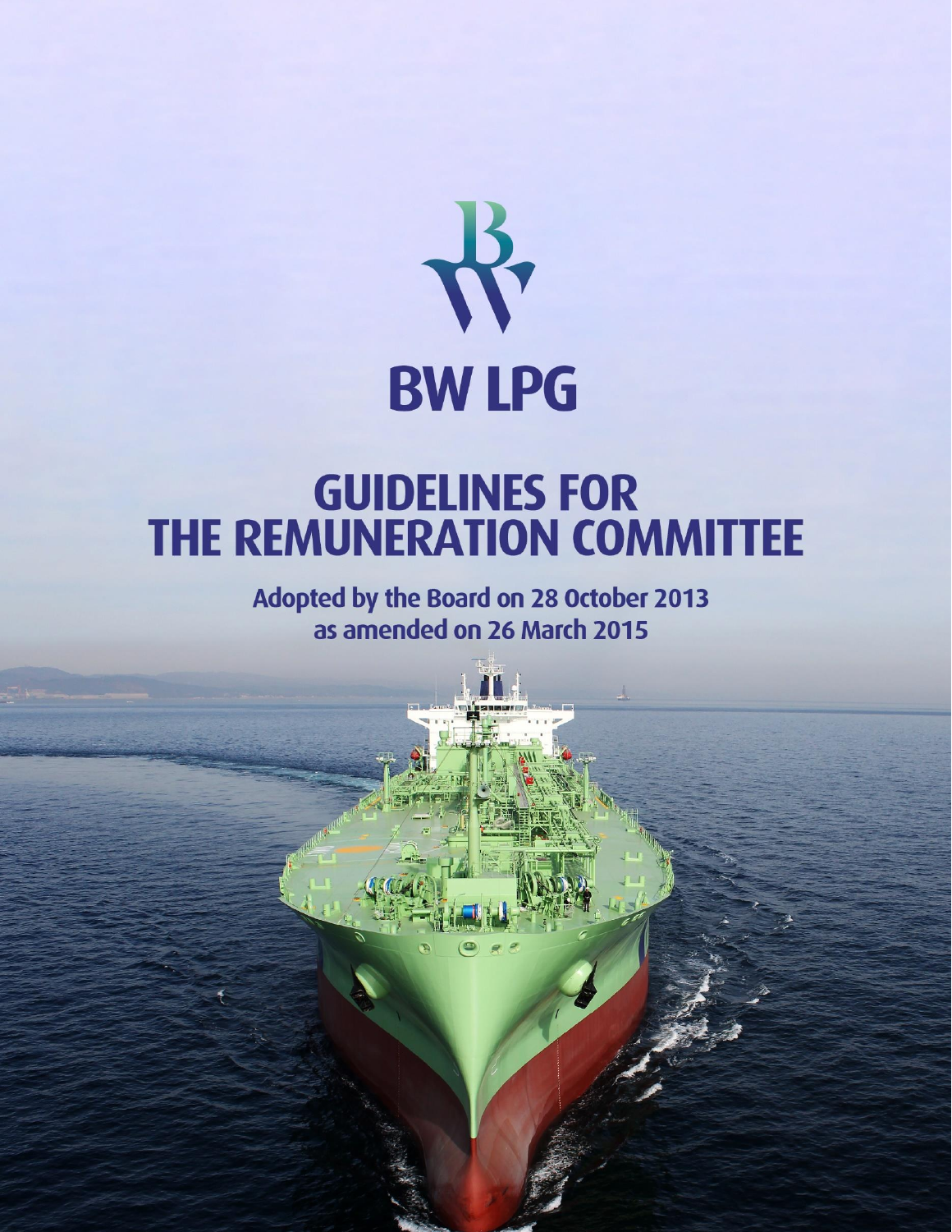# BW LPG

# GUIDELINES FOR THE REMUNERATION COMMITTEE

**Adopted by the Board on 28 October 2013 as amended on 26 March 2015**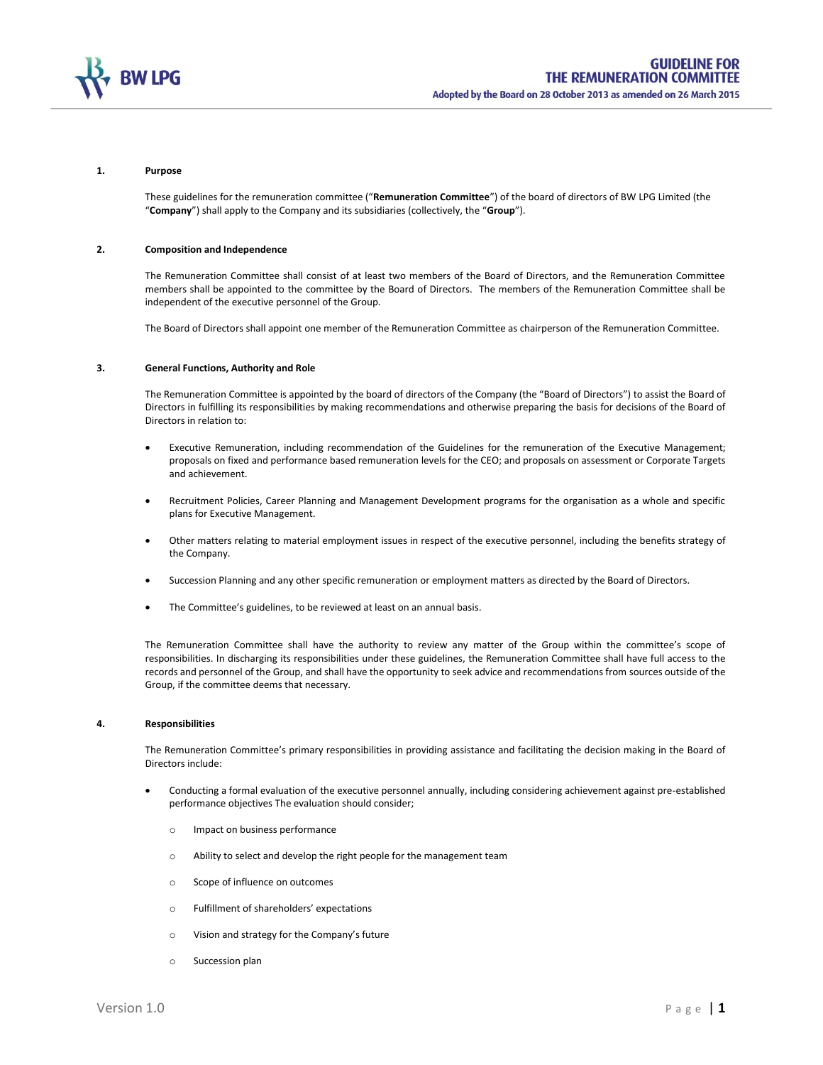## 1. Purpose

These guidelines for the remuneration committee ("**Remuneration Committee**") of the board of directors of BW LPG Limited (the "**Company**") shall apply to the Company and its subsidiaries (collectively, the "**Group**").

## 2. Composition and Independence

The Remuneration Committee shall consist of at least two members of the Board of Directors, and the Remuneration Committee members shall be appointed to the committee by the Board of Directors. The members of the Remuneration Committee shall be independent of the executive personnel of the Group.

The Board of Directors shall appoint one member of the Remuneration Committee as chairperson of the Remuneration Committee.

## 3. General Functions, Authority and Role

The Remuneration Committee is appointed by the board of directors of the Company (the "Board of Directors") to assist the Board of Directors in fulfilling its responsibilities by making recommendations and otherwise preparing the basis for decisions of the Board of Directors in relation to:

- Executive Remuneration, including recommendation of the Guidelines for the remuneration of the Executive Management; proposals on fixed and performance based remuneration levels for the CEO; and proposals on assessment or Corporate Targets and achievement.
- Recruitment Policies, Career Planning and Management Development programs for the organisation as a whole and specific plans for Executive Management.
- Other matters relating to material employment issues in respect of the executive personnel, including the benefits strategy of the Company.
- Succession Planning and any other specific remuneration or employment matters as directed by the Board of Directors.
- The Committee's guidelines, to be reviewed at least on an annual basis.

The Remuneration Committee shall have the authority to review any matter of the Group within the committee's scope of responsibilities. In discharging its responsibilities under these guidelines, the Remuneration Committee shall have full access to the records and personnel of the Group, and shall have the opportunity to seek advice and recommendations from sources outside of the Group, if the committee deems that necessary.

## 4. Responsibilities

The Remuneration Committee's primary responsibilities in providing assistance and facilitating the decision making in the Board of Directors include:

- Conducting a formal evaluation of the executive personnel annually, including considering achievement against pre-established performance objectives The evaluation should consider;
  - Impact on business performance
  - Ability to select and develop the right people for the management team
  - Scope of influence on outcomes
  - Fulfillment of shareholders' expectations
  - Vision and strategy for the Company's future
  - Succession plan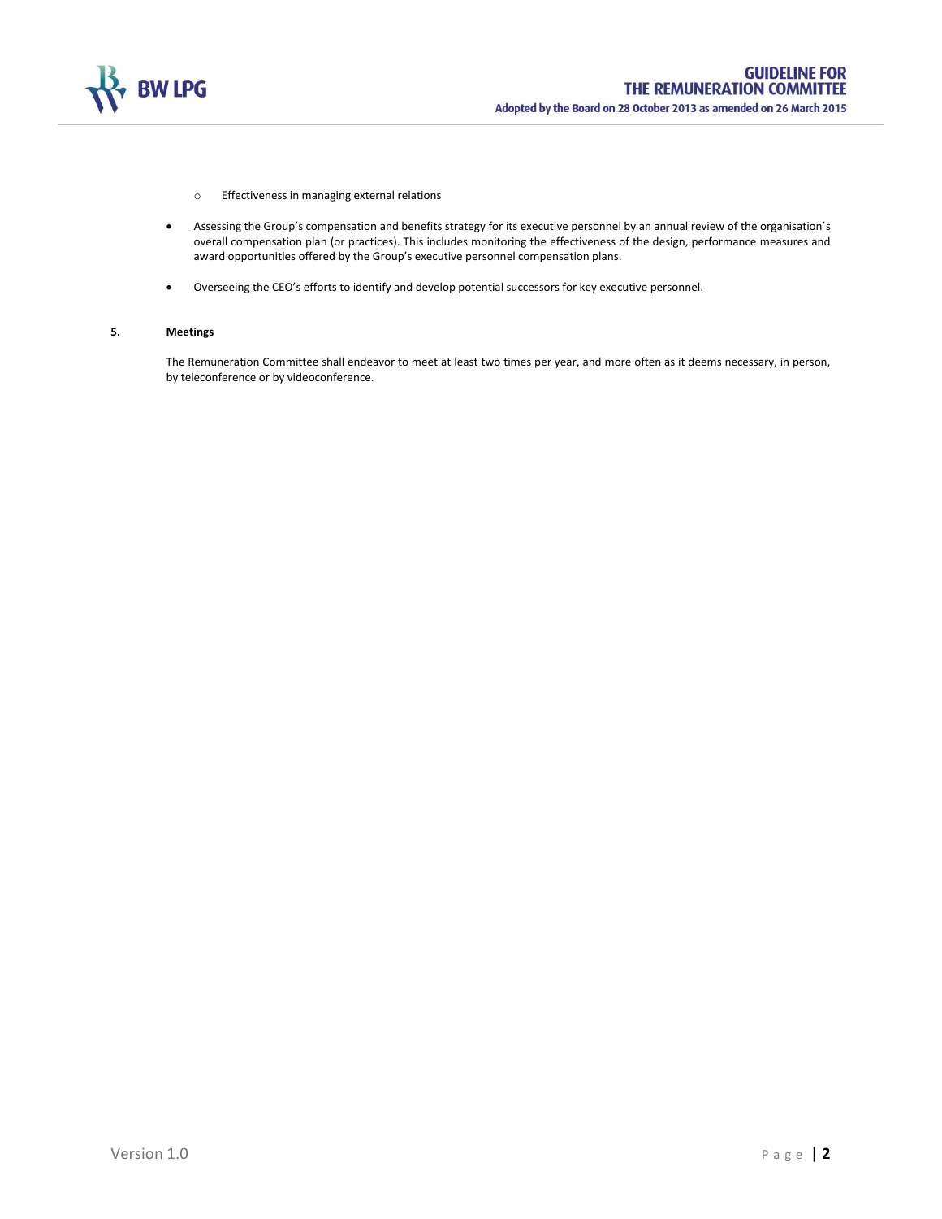- Effectiveness in managing external relations

- Assessing the Group's compensation and benefits strategy for its executive personnel by an annual review of the organisation's overall compensation plan (or practices). This includes monitoring the effectiveness of the design, performance measures and award opportunities offered by the Group's executive personnel compensation plans.

- Overseeing the CEO's efforts to identify and develop potential successors for key executive personnel.

**5. Meetings**

The Remuneration Committee shall endeavor to meet at least two times per year, and more often as it deems necessary, in person, by teleconference or by videoconference.